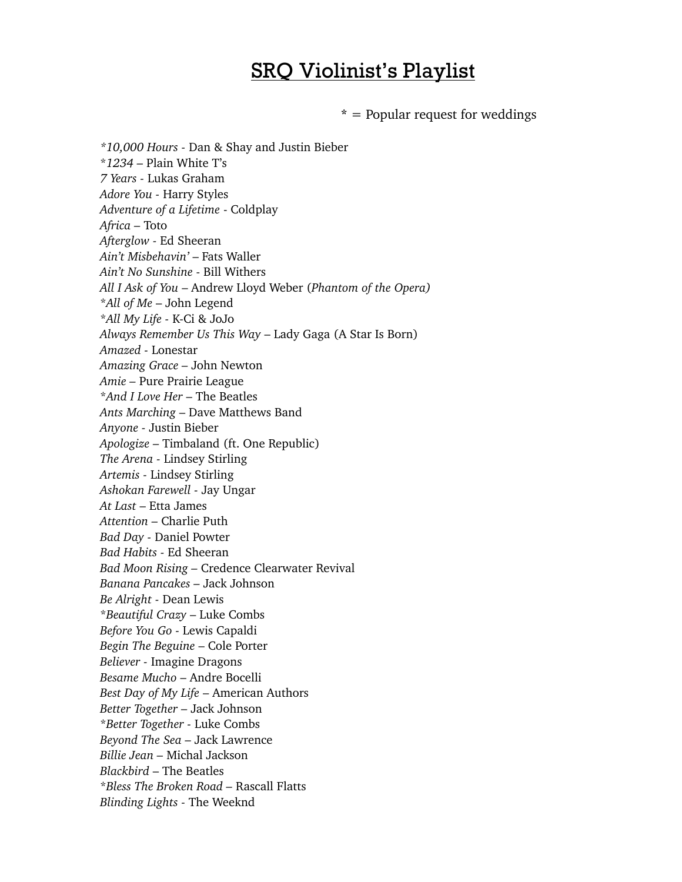# <u>SRQ Violinist's Playlist</u>

\* = Popular request for weddings

*\*10,000 Hours* - Dan & Shay and Justin Bieber  
*\*1234* – Plain White T's  
*7 Years* - Lukas Graham  
*Adore You* - Harry Styles  
*Adventure of a Lifetime* - Coldplay  
*Africa* – Toto  
*Afterglow* - Ed Sheeran  
*Ain't Misbehavin'* – Fats Waller  
*Ain't No Sunshine* - Bill Withers  
*All I Ask of You* – Andrew Lloyd Weber (*Phantom of the Opera)*  
*\*All of Me* – John Legend  
*\*All My Life* - K-Ci & JoJo  
*Always Remember Us This Way* – Lady Gaga (A Star Is Born)  
*Amazed* - Lonestar  
*Amazing Grace* – John Newton  
*Amie* – Pure Prairie League  
*\*And I Love Her* – The Beatles  
*Ants Marching* – Dave Matthews Band  
*Anyone* - Justin Bieber  
*Apologize* – Timbaland (ft. One Republic)  
*The Arena* - Lindsey Stirling  
*Artemis* - Lindsey Stirling  
*Ashokan Farewell* - Jay Ungar  
*At Last* – Etta James  
*Attention* – Charlie Puth  
*Bad Day* - Daniel Powter  
*Bad Habits* - Ed Sheeran  
*Bad Moon Rising* – Credence Clearwater Revival  
*Banana Pancakes* – Jack Johnson  
*Be Alright* - Dean Lewis  
*\*Beautiful Crazy* – Luke Combs  
*Before You Go* - Lewis Capaldi  
*Begin The Beguine* – Cole Porter  
*Believer* - Imagine Dragons  
*Besame Mucho* – Andre Bocelli  
*Best Day of My Life* – American Authors  
*Better Together* – Jack Johnson  
*\*Better Together* - Luke Combs  
*Beyond The Sea* – Jack Lawrence  
*Billie Jean* – Michal Jackson  
*Blackbird* – The Beatles  
*\*Bless The Broken Road* – Rascall Flatts  
*Blinding Lights* - The Weeknd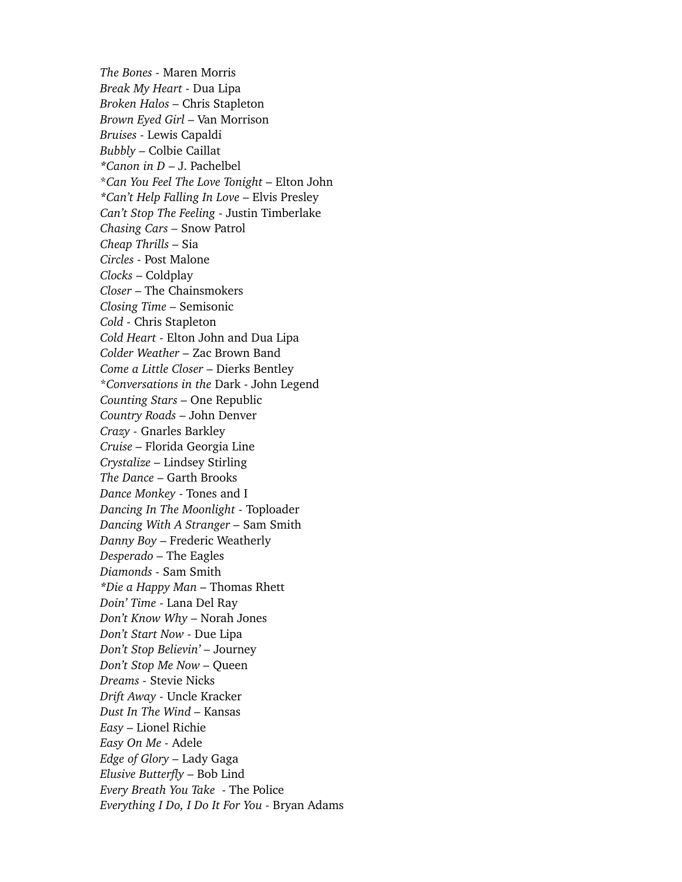*The Bones* - Maren Morris
*Break My Heart* - Dua Lipa
*Broken Halos* – Chris Stapleton
*Brown Eyed Girl* – Van Morrison
*Bruises* - Lewis Capaldi
*Bubbly* – Colbie Caillat
**Canon in D* – J. Pachelbel
**Can You Feel The Love Tonight* – Elton John
**Can't Help Falling In Love* – Elvis Presley
*Can't Stop The Feeling* - Justin Timberlake
*Chasing Cars* – Snow Patrol
*Cheap Thrills* – Sia
*Circles* - Post Malone
*Clocks* – Coldplay
*Closer* – The Chainsmokers
*Closing Time* – Semisonic
*Cold* - Chris Stapleton
*Cold Heart* - Elton John and Dua Lipa
*Colder Weather* – Zac Brown Band
*Come a Little Closer* – Dierks Bentley
**Conversations in the* Dark - John Legend
*Counting Stars* – One Republic
*Country Roads* – John Denver
*Crazy* - Gnarles Barkley
*Cruise* – Florida Georgia Line
*Crystalize* – Lindsey Stirling
*The Dance* – Garth Brooks
*Dance Monkey* - Tones and I
*Dancing In The Moonlight* - Toploader
*Dancing With A Stranger* – Sam Smith
*Danny Boy* – Frederic Weatherly
*Desperado* – The Eagles
*Diamonds* - Sam Smith
**Die a Happy Man* – Thomas Rhett
*Doin' Time* - Lana Del Ray
*Don't Know Why* – Norah Jones
*Don't Start Now* - Due Lipa
*Don't Stop Believin'* – Journey
*Don't Stop Me Now* – Queen
*Dreams* - Stevie Nicks
*Drift Away* - Uncle Kracker
*Dust In The Wind* – Kansas
*Easy* – Lionel Richie
*Easy On Me* - Adele
*Edge of Glory* – Lady Gaga
*Elusive Butterfly* – Bob Lind
*Every Breath You Take* - The Police
*Everything I Do, I Do It For You* - Bryan Adams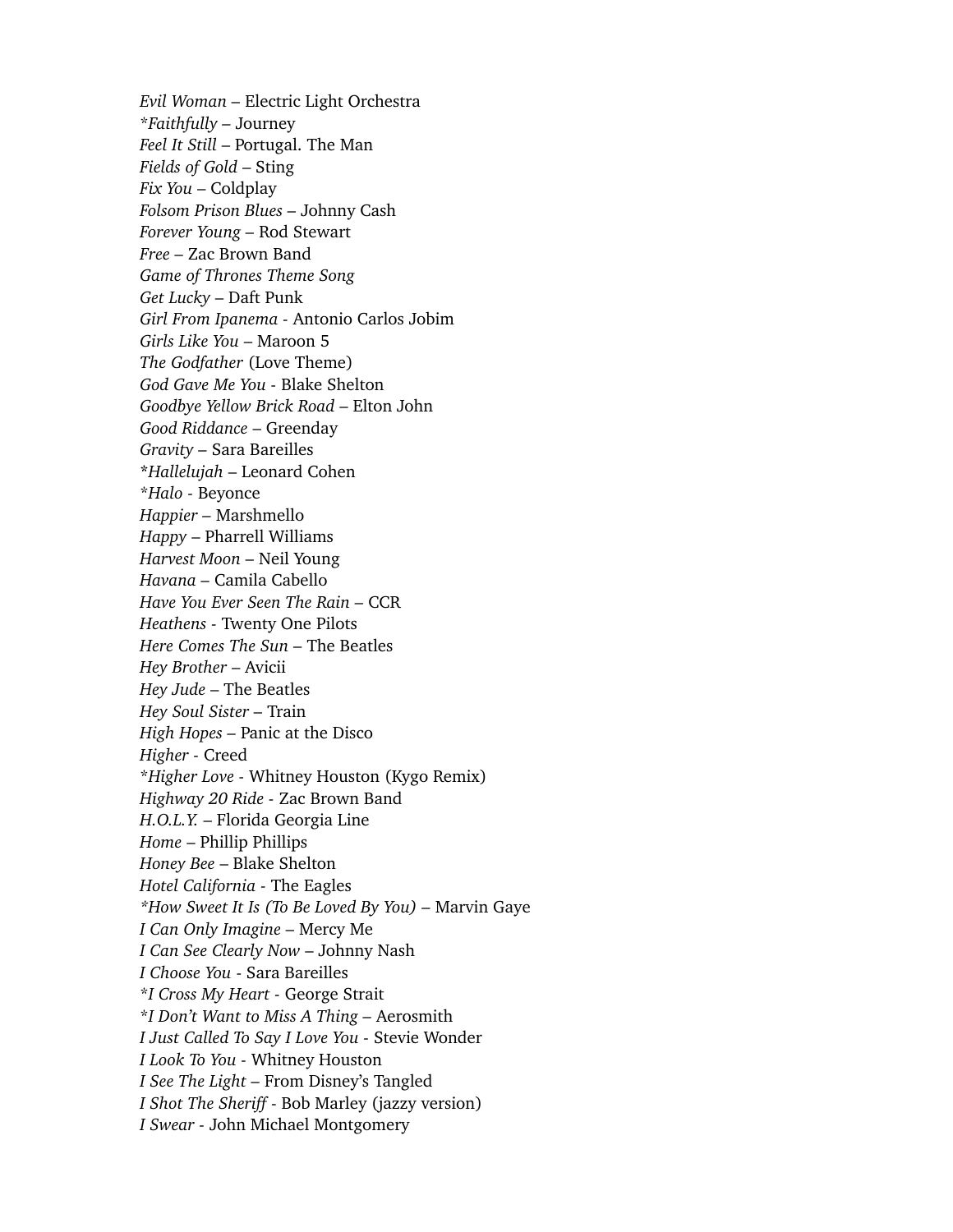*Evil Woman* – Electric Light Orchestra
*\*Faithfully* – Journey
*Feel It Still* – Portugal. The Man
*Fields of Gold* – Sting
*Fix You* – Coldplay
*Folsom Prison Blues* – Johnny Cash
*Forever Young* – Rod Stewart
*Free* – Zac Brown Band
*Game of Thrones Theme Song*
*Get Lucky* – Daft Punk
*Girl From Ipanema* - Antonio Carlos Jobim
*Girls Like You* – Maroon 5
*The Godfather* (Love Theme)
*God Gave Me You* - Blake Shelton
*Goodbye Yellow Brick Road* – Elton John
*Good Riddance* – Greenday
*Gravity* – Sara Bareilles
*\*Hallelujah* – Leonard Cohen
*\*Halo* - Beyonce
*Happier* – Marshmello
*Happy* – Pharrell Williams
*Harvest Moon* – Neil Young
*Havana* – Camila Cabello
*Have You Ever Seen The Rain* – CCR
*Heathens* - Twenty One Pilots
*Here Comes The Sun* – The Beatles
*Hey Brother* – Avicii
*Hey Jude* – The Beatles
*Hey Soul Sister* – Train
*High Hopes* – Panic at the Disco
*Higher* - Creed
*\*Higher Love* - Whitney Houston (Kygo Remix)
*Highway 20 Ride* - Zac Brown Band
*H.O.L.Y.* – Florida Georgia Line
*Home* – Phillip Phillips
*Honey Bee* – Blake Shelton
*Hotel California* - The Eagles
*\*How Sweet It Is (To Be Loved By You)* – Marvin Gaye
*I Can Only Imagine* – Mercy Me
*I Can See Clearly Now* – Johnny Nash
*I Choose You* - Sara Bareilles
*\*I Cross My Heart* - George Strait
*\*I Don't Want to Miss A Thing* – Aerosmith
*I Just Called To Say I Love You* - Stevie Wonder
*I Look To You* - Whitney Houston
*I See The Light* – From Disney's Tangled
*I Shot The Sheriff* - Bob Marley (jazzy version)
*I Swear* - John Michael Montgomery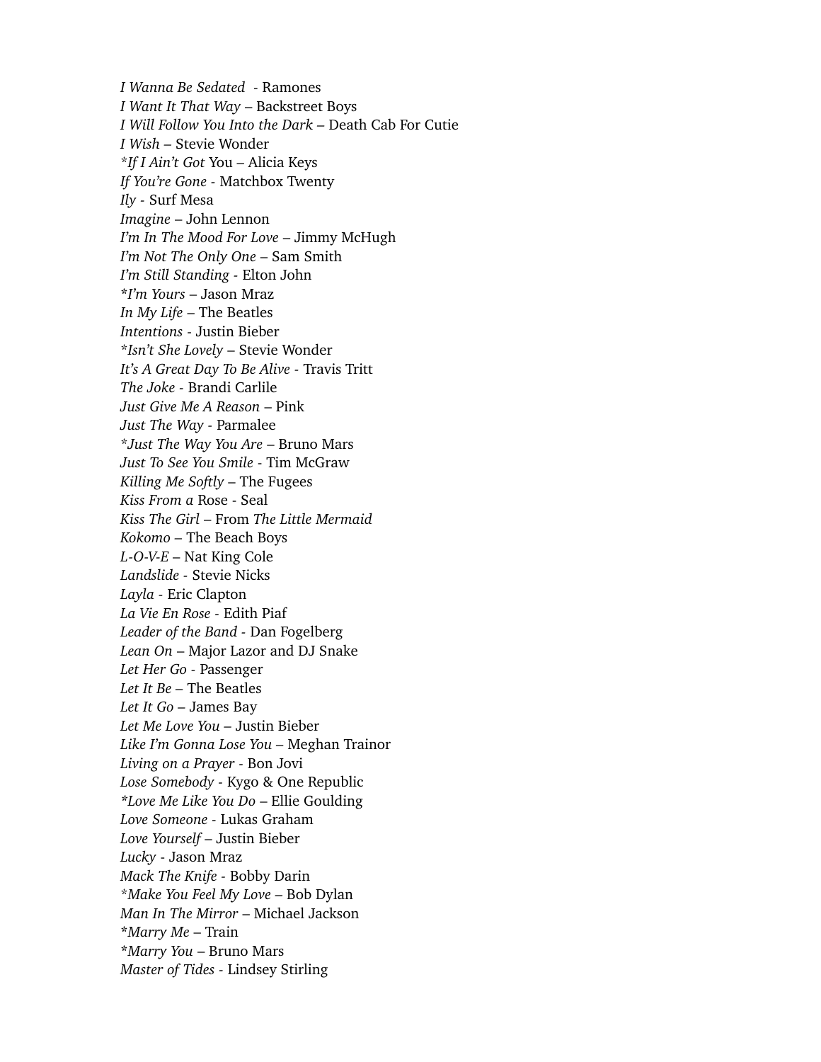*I Wanna Be Sedated*  - Ramones
*I Want It That Way* – Backstreet Boys
*I Will Follow You Into the Dark* – Death Cab For Cutie
*I Wish* – Stevie Wonder
**If I Ain't Got* You – Alicia Keys
*If You're Gone* - Matchbox Twenty
*Ily* - Surf Mesa
*Imagine* – John Lennon
*I'm In The Mood For Love* – Jimmy McHugh
*I'm Not The Only One* – Sam Smith
*I'm Still Standing* - Elton John
**I'm Yours* – Jason Mraz
*In My Life* – The Beatles
*Intentions* - Justin Bieber
**Isn't She Lovely* – Stevie Wonder
*It's A Great Day To Be Alive* - Travis Tritt
*The Joke* - Brandi Carlile
*Just Give Me A Reason* – Pink
*Just The Way* - Parmalee
**Just The Way You Are* – Bruno Mars
*Just To See You Smile* - Tim McGraw
*Killing Me Softly* – The Fugees
*Kiss From a* Rose - Seal
*Kiss The Girl* – From *The Little Mermaid*
*Kokomo* – The Beach Boys
*L-O-V-E* – Nat King Cole
*Landslide* - Stevie Nicks
*Layla* - Eric Clapton
*La Vie En Rose* - Edith Piaf
*Leader of the Band* - Dan Fogelberg
*Lean On* – Major Lazor and DJ Snake
*Let Her Go* - Passenger
*Let It Be* – The Beatles
*Let It Go* – James Bay
*Let Me Love You* – Justin Bieber
*Like I'm Gonna Lose You* – Meghan Trainor
*Living on a Prayer* - Bon Jovi
*Lose Somebody* - Kygo & One Republic
**Love Me Like You Do* – Ellie Goulding
*Love Someone* - Lukas Graham
*Love Yourself* – Justin Bieber
*Lucky* - Jason Mraz
*Mack The Knife* - Bobby Darin
**Make You Feel My Love* – Bob Dylan
*Man In The Mirror* – Michael Jackson
**Marry Me* – Train
**Marry You* – Bruno Mars
*Master of Tides* - Lindsey Stirling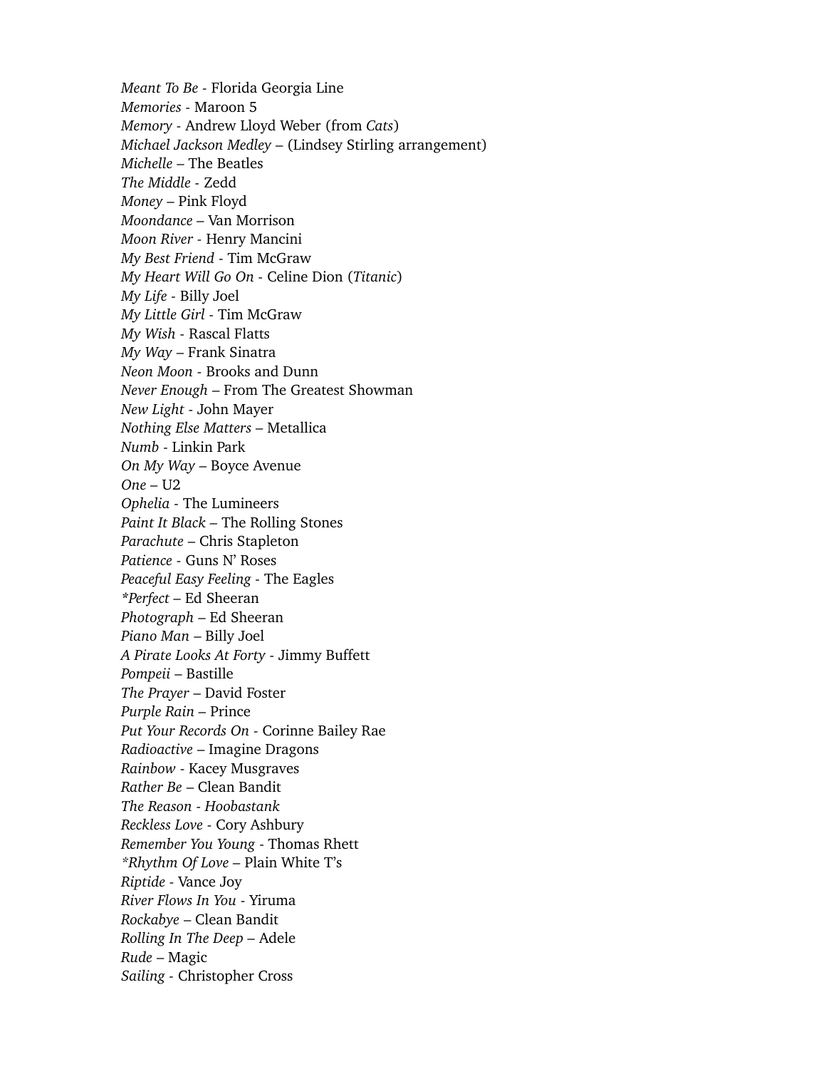*Meant To Be* - Florida Georgia Line
*Memories* - Maroon 5
*Memory* - Andrew Lloyd Weber (from *Cats*)
*Michael Jackson Medley* – (Lindsey Stirling arrangement)
*Michelle* – The Beatles
*The Middle* - Zedd
*Money* – Pink Floyd
*Moondance* – Van Morrison
*Moon River* - Henry Mancini
*My Best Friend* - Tim McGraw
*My Heart Will Go On* - Celine Dion (*Titanic*)
*My Life* - Billy Joel
*My Little Girl* - Tim McGraw
*My Wish* - Rascal Flatts
*My Way* – Frank Sinatra
*Neon Moon* - Brooks and Dunn
*Never Enough* – From The Greatest Showman
*New Light* - John Mayer
*Nothing Else Matters* – Metallica
*Numb* - Linkin Park
*On My Way* – Boyce Avenue
*One* – U2
*Ophelia* - The Lumineers
*Paint It Black* – The Rolling Stones
*Parachute* – Chris Stapleton
*Patience* - Guns N' Roses
*Peaceful Easy Feeling* - The Eagles
**Perfect* – Ed Sheeran
*Photograph* – Ed Sheeran
*Piano Man* – Billy Joel
*A Pirate Looks At Forty* - Jimmy Buffett
*Pompeii* – Bastille
*The Prayer* – David Foster
*Purple Rain* – Prince
*Put Your Records On* - Corinne Bailey Rae
*Radioactive* – Imagine Dragons
*Rainbow* - Kacey Musgraves
*Rather Be* – Clean Bandit
*The Reason - Hoobastank*
*Reckless Love* - Cory Ashbury
*Remember You Young* - Thomas Rhett
**Rhythm Of Love* – Plain White T's
*Riptide* - Vance Joy
*River Flows In You* - Yiruma
*Rockabye* – Clean Bandit
*Rolling In The Deep* – Adele
*Rude* – Magic
*Sailing* - Christopher Cross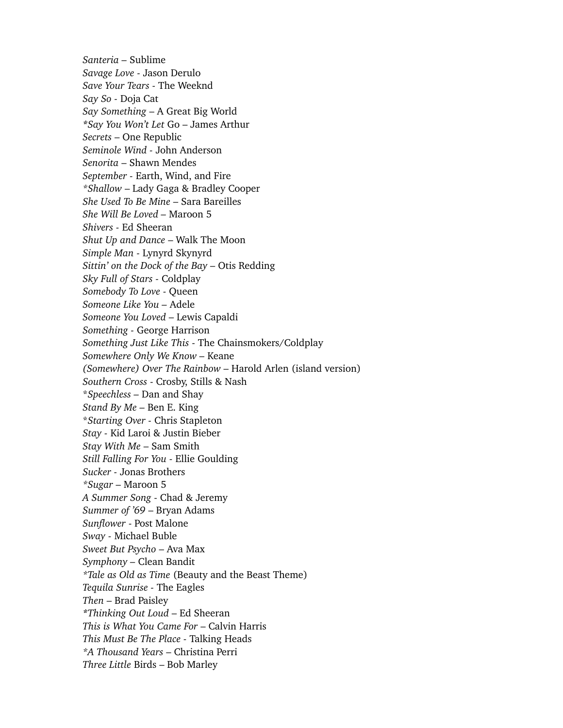*Santeria* – Sublime
*Savage Love* - Jason Derulo
*Save Your Tears* - The Weeknd
*Say So* - Doja Cat
*Say Something* – A Great Big World
*\*Say You Won't Let* Go – James Arthur
*Secrets* – One Republic
*Seminole Wind* - John Anderson
*Senorita* – Shawn Mendes
*September* - Earth, Wind, and Fire
*\*Shallow* – Lady Gaga & Bradley Cooper
*She Used To Be Mine* – Sara Bareilles
*She Will Be Loved* – Maroon 5
*Shivers* - Ed Sheeran
*Shut Up and Dance* – Walk The Moon
*Simple Man* - Lynyrd Skynyrd
*Sittin' on the Dock of the Bay* – Otis Redding
*Sky Full of Stars* - Coldplay
*Somebody To Love* - Queen
*Someone Like You* – Adele
*Someone You Loved* – Lewis Capaldi
*Something* - George Harrison
*Something Just Like This* - The Chainsmokers/Coldplay
*Somewhere Only We Know* – Keane
*(Somewhere) Over The Rainbow* – Harold Arlen (island version)
*Southern Cross* - Crosby, Stills & Nash
\**Speechless* – Dan and Shay
*Stand By Me* – Ben E. King
\**Starting Over* - Chris Stapleton
*Stay* - Kid Laroi & Justin Bieber
*Stay With Me* – Sam Smith
*Still Falling For You* - Ellie Goulding
*Sucker* - Jonas Brothers
*\*Sugar* – Maroon 5
*A Summer Song* - Chad & Jeremy
*Summer of '69* – Bryan Adams
*Sunflower* - Post Malone
*Sway* - Michael Buble
*Sweet But Psycho* – Ava Max
*Symphony* – Clean Bandit
*\*Tale as Old as Time* (Beauty and the Beast Theme)
*Tequila Sunrise* - The Eagles
*Then* – Brad Paisley
*\*Thinking Out Loud* – Ed Sheeran
*This is What You Came For* – Calvin Harris
*This Must Be The Place* - Talking Heads
*\*A Thousand Years* – Christina Perri
*Three Little* Birds – Bob Marley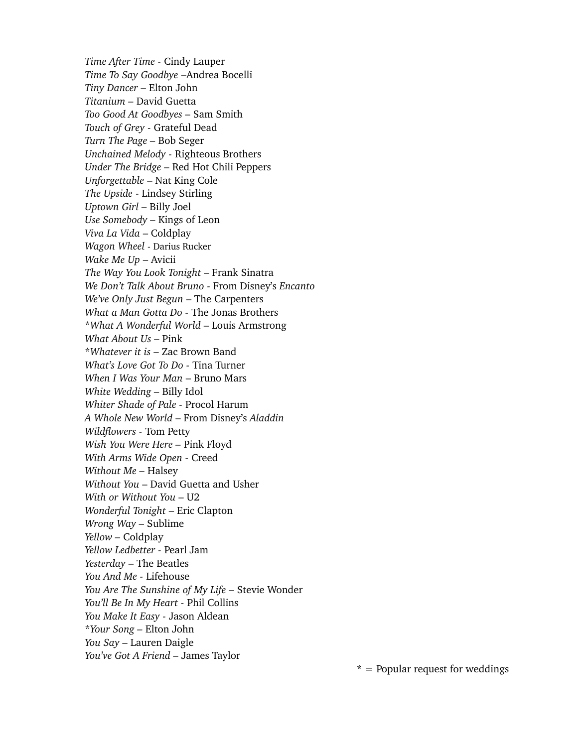_Time After Time_ - Cindy Lauper
_Time To Say Goodbye_ –Andrea Bocelli
_Tiny Dancer_ – Elton John
_Titanium_ – David Guetta
_Too Good At Goodbyes_ – Sam Smith
_Touch of Grey_ - Grateful Dead
_Turn The Page_ – Bob Seger
_Unchained Melody_ - Righteous Brothers
_Under The Bridge_ – Red Hot Chili Peppers
_Unforgettable_ – Nat King Cole
_The Upside_ - Lindsey Stirling
_Uptown Girl_ – Billy Joel
_Use Somebody_ – Kings of Leon
_Viva La Vida_ – Coldplay
_Wagon Wheel_ - Darius Rucker
_Wake Me Up_ – Avicii
_The Way You Look Tonight_ – Frank Sinatra
_We Don't Talk About Bruno_ - From Disney's _Encanto_
_We've Only Just Begun_ – The Carpenters
_What a Man Gotta Do_ - The Jonas Brothers
*_What A Wonderful World_ – Louis Armstrong
_What About Us_ – Pink
*_Whatever it is_ – Zac Brown Band
_What's Love Got To Do_ - Tina Turner
_When I Was Your Man_ – Bruno Mars
_White Wedding_ – Billy Idol
_Whiter Shade of Pale_ - Procol Harum
_A Whole New World_ – From Disney's _Aladdin_
_Wildflowers_ - Tom Petty
_Wish You Were Here_ – Pink Floyd
_With Arms Wide Open_ - Creed
_Without Me_ – Halsey
_Without You_ – David Guetta and Usher
_With or Without You_ – U2
_Wonderful Tonight_ – Eric Clapton
_Wrong Way_ – Sublime
_Yellow_ – Coldplay
_Yellow Ledbetter_ - Pearl Jam
_Yesterday_ – The Beatles
_You And Me_ - Lifehouse
_You Are The Sunshine of My Life_ – Stevie Wonder
_You'll Be In My Heart_ - Phil Collins
_You Make It Easy_ - Jason Aldean
*_Your Song_ – Elton John
_You Say_ – Lauren Daigle
_You've Got A Friend_ – James Taylor

* = Popular request for weddings